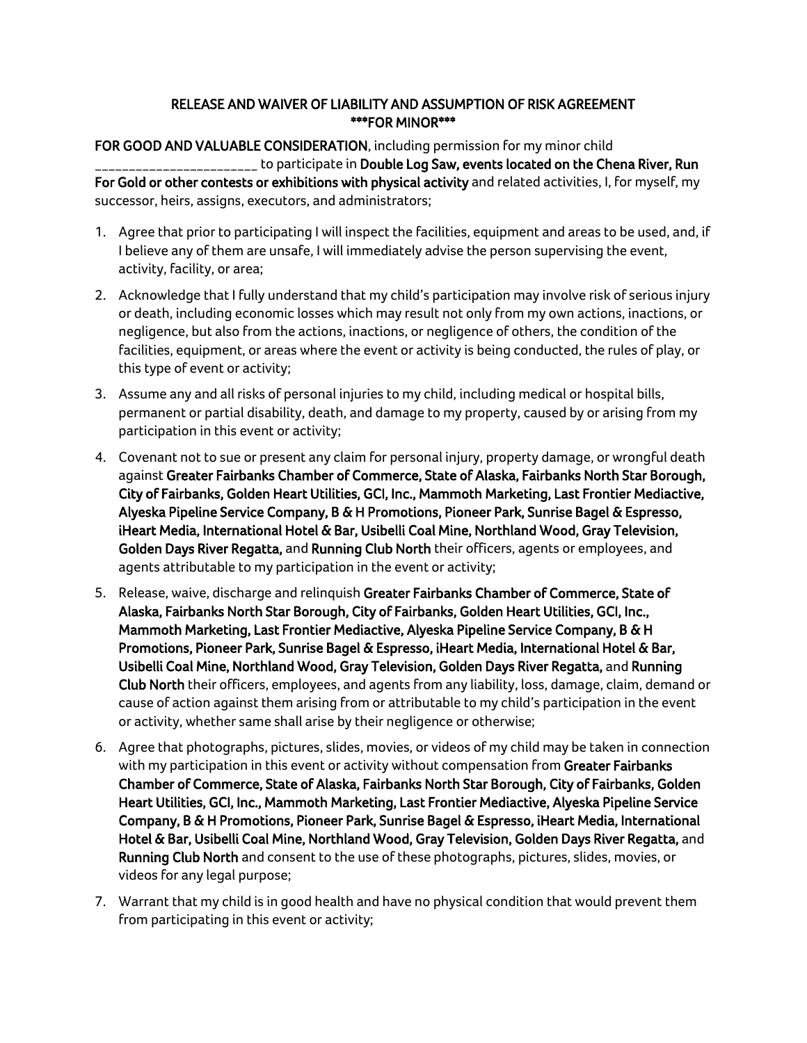**RELEASE AND WAIVER OF LIABILITY AND ASSUMPTION OF RISK AGREEMENT**
**\*\*\*FOR MINOR\*\*\***

**FOR GOOD AND VALUABLE CONSIDERATION**, including permission for my minor child _______________________ to participate in **Double Log Saw, events located on the Chena River, Run For Gold or other contests or exhibitions with physical activity** and related activities, I, for myself, my successor, heirs, assigns, executors, and administrators;

1. Agree that prior to participating I will inspect the facilities, equipment and areas to be used, and, if I believe any of them are unsafe, I will immediately advise the person supervising the event, activity, facility, or area;
2. Acknowledge that I fully understand that my child's participation may involve risk of serious injury or death, including economic losses which may result not only from my own actions, inactions, or negligence, but also from the actions, inactions, or negligence of others, the condition of the facilities, equipment, or areas where the event or activity is being conducted, the rules of play, or this type of event or activity;
3. Assume any and all risks of personal injuries to my child, including medical or hospital bills, permanent or partial disability, death, and damage to my property, caused by or arising from my participation in this event or activity;
4. Covenant not to sue or present any claim for personal injury, property damage, or wrongful death against **Greater Fairbanks Chamber of Commerce, State of Alaska, Fairbanks North Star Borough, City of Fairbanks, Golden Heart Utilities, GCI, Inc., Mammoth Marketing, Last Frontier Mediactive, Alyeska Pipeline Service Company, B & H Promotions, Pioneer Park, Sunrise Bagel & Espresso, iHeart Media, International Hotel & Bar, Usibelli Coal Mine, Northland Wood, Gray Television, Golden Days River Regatta,** and **Running Club North** their officers, agents or employees, and agents attributable to my participation in the event or activity;
5. Release, waive, discharge and relinquish **Greater Fairbanks Chamber of Commerce, State of Alaska, Fairbanks North Star Borough, City of Fairbanks, Golden Heart Utilities, GCI, Inc., Mammoth Marketing, Last Frontier Mediactive, Alyeska Pipeline Service Company, B & H Promotions, Pioneer Park, Sunrise Bagel & Espresso, iHeart Media, International Hotel & Bar, Usibelli Coal Mine, Northland Wood, Gray Television, Golden Days River Regatta,** and **Running Club North** their officers, employees, and agents from any liability, loss, damage, claim, demand or cause of action against them arising from or attributable to my child's participation in the event or activity, whether same shall arise by their negligence or otherwise;
6. Agree that photographs, pictures, slides, movies, or videos of my child may be taken in connection with my participation in this event or activity without compensation from **Greater Fairbanks Chamber of Commerce, State of Alaska, Fairbanks North Star Borough, City of Fairbanks, Golden Heart Utilities, GCI, Inc., Mammoth Marketing, Last Frontier Mediactive, Alyeska Pipeline Service Company, B & H Promotions, Pioneer Park, Sunrise Bagel & Espresso, iHeart Media, International Hotel & Bar, Usibelli Coal Mine, Northland Wood, Gray Television, Golden Days River Regatta,** and **Running Club North** and consent to the use of these photographs, pictures, slides, movies, or videos for any legal purpose;
7. Warrant that my child is in good health and have no physical condition that would prevent them from participating in this event or activity;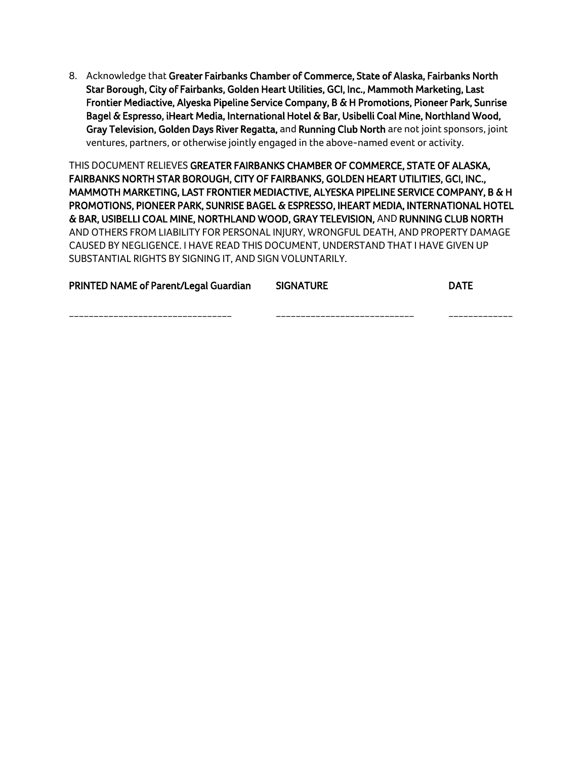8. Acknowledge that **Greater Fairbanks Chamber of Commerce, State of Alaska, Fairbanks North Star Borough, City of Fairbanks, Golden Heart Utilities, GCI, Inc., Mammoth Marketing, Last Frontier Mediactive, Alyeska Pipeline Service Company, B & H Promotions, Pioneer Park, Sunrise Bagel & Espresso, iHeart Media, International Hotel & Bar, Usibelli Coal Mine, Northland Wood, Gray Television, Golden Days River Regatta,** and **Running Club North** are not joint sponsors, joint ventures, partners, or otherwise jointly engaged in the above-named event or activity.

THIS DOCUMENT RELIEVES **GREATER FAIRBANKS CHAMBER OF COMMERCE, STATE OF ALASKA, FAIRBANKS NORTH STAR BOROUGH, CITY OF FAIRBANKS, GOLDEN HEART UTILITIES, GCI, INC., MAMMOTH MARKETING, LAST FRONTIER MEDIACTIVE, ALYESKA PIPELINE SERVICE COMPANY, B & H PROMOTIONS, PIONEER PARK, SUNRISE BAGEL & ESPRESSO, IHEART MEDIA, INTERNATIONAL HOTEL & BAR, USIBELLI COAL MINE, NORTHLAND WOOD, GRAY TELEVISION,** AND **RUNNING CLUB NORTH** AND OTHERS FROM LIABILITY FOR PERSONAL INJURY, WRONGFUL DEATH, AND PROPERTY DAMAGE CAUSED BY NEGLIGENCE. I HAVE READ THIS DOCUMENT, UNDERSTAND THAT I HAVE GIVEN UP SUBSTANTIAL RIGHTS BY SIGNING IT, AND SIGN VOLUNTARILY.

| **PRINTED NAME of Parent/Legal Guardian** | **SIGNATURE** | **DATE** |
| --- | --- | --- |
| _________________________________ | ____________________________ | _____________ |